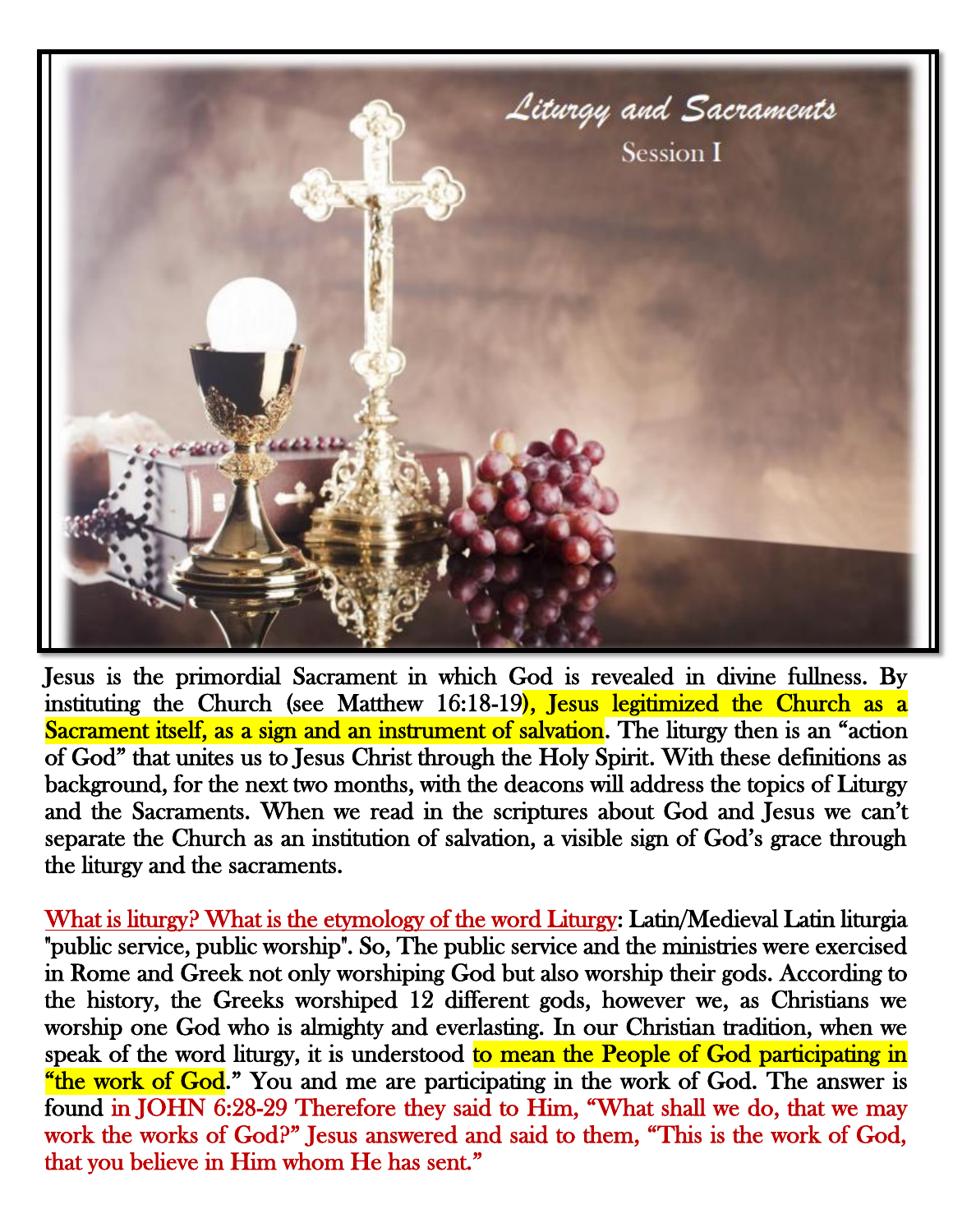# Liturgy and Sacraments

## Session I

Jesus is the primordial Sacrament in which God is revealed in divine fullness. By instituting the Church (see Matthew 16:18-19), Jesus legitimized the Church as a Sacrament itself, as a sign and an instrument of salvation. The liturgy then is an "action of God" that unites us to Jesus Christ through the Holy Spirit. With these definitions as background, for the next two months, with the deacons will address the topics of Liturgy and the Sacraments. When we read in the scriptures about God and Jesus we can't separate the Church as an institution of salvation, a visible sign of God's grace through the liturgy and the sacraments.

What is liturgy? What is the etymology of the word Liturgy: Latin/Medieval Latin liturgia "public service, public worship". So, The public service and the ministries were exercised in Rome and Greek not only worshiping God but also worship their gods. According to the history, the Greeks worshiped 12 different gods, however we, as Christians we worship one God who is almighty and everlasting. In our Christian tradition, when we speak of the word liturgy, it is understood to mean the People of God participating in "the work of God." You and me are participating in the work of God. The answer is found in JOHN 6:28-29 Therefore they said to Him, "What shall we do, that we may work the works of God?" Jesus answered and said to them, "This is the work of God, that you believe in Him whom He has sent."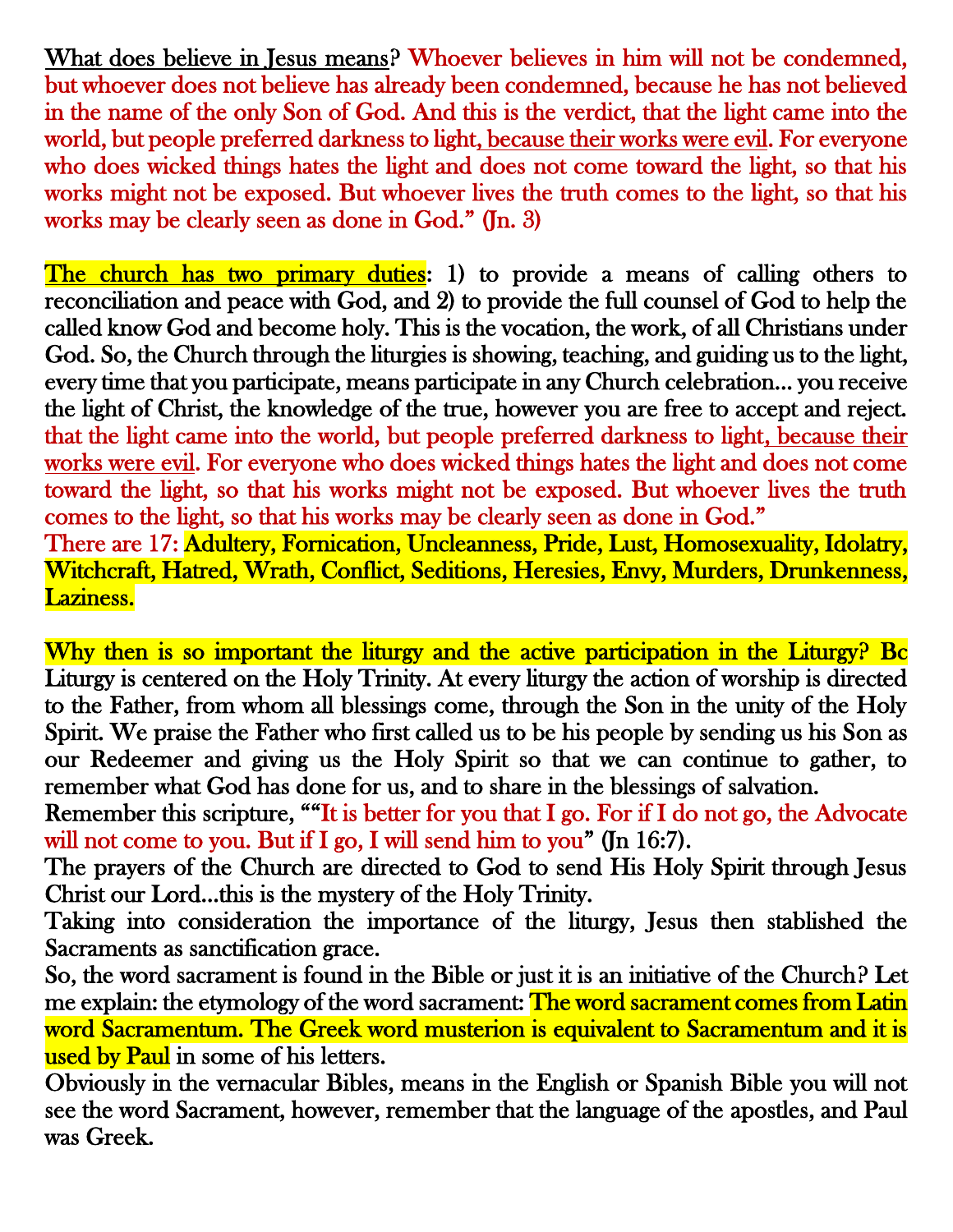What does believe in Jesus means? Whoever believes in him will not be condemned, but whoever does not believe has already been condemned, because he has not believed in the name of the only Son of God. And this is the verdict, that the light came into the world, but people preferred darkness to light, because their works were evil. For everyone who does wicked things hates the light and does not come toward the light, so that his works might not be exposed. But whoever lives the truth comes to the light, so that his works may be clearly seen as done in God." (Jn. 3)

The church has two primary duties: 1) to provide a means of calling others to reconciliation and peace with God, and 2) to provide the full counsel of God to help the called know God and become holy. This is the vocation, the work, of all Christians under God. So, the Church through the liturgies is showing, teaching, and guiding us to the light, every time that you participate, means participate in any Church celebration... you receive the light of Christ, the knowledge of the true, however you are free to accept and reject. that the light came into the world, but people preferred darkness to light, because their works were evil. For everyone who does wicked things hates the light and does not come toward the light, so that his works might not be exposed. But whoever lives the truth comes to the light, so that his works may be clearly seen as done in God."

There are 17: Adultery, Fornication, Uncleanness, Pride, Lust, Homosexuality, Idolatry, Witchcraft, Hatred, Wrath, Conflict, Seditions, Heresies, Envy, Murders, Drunkenness, Laziness.

Why then is so important the liturgy and the active participation in the Liturgy? Bc Liturgy is centered on the Holy Trinity. At every liturgy the action of worship is directed to the Father, from whom all blessings come, through the Son in the unity of the Holy Spirit. We praise the Father who first called us to be his people by sending us his Son as our Redeemer and giving us the Holy Spirit so that we can continue to gather, to remember what God has done for us, and to share in the blessings of salvation.

Remember this scripture, ""It is better for you that I go. For if I do not go, the Advocate will not come to you. But if I go, I will send him to you" (Jn 16:7).

The prayers of the Church are directed to God to send His Holy Spirit through Jesus Christ our Lord...this is the mystery of the Holy Trinity.

Taking into consideration the importance of the liturgy, Jesus then stablished the Sacraments as sanctification grace.

So, the word sacrament is found in the Bible or just it is an initiative of the Church? Let me explain: the etymology of the word sacrament: The word sacrament comes from Latin word Sacramentum. The Greek word musterion is equivalent to Sacramentum and it is used by Paul in some of his letters.

Obviously in the vernacular Bibles, means in the English or Spanish Bible you will not see the word Sacrament, however, remember that the language of the apostles, and Paul was Greek.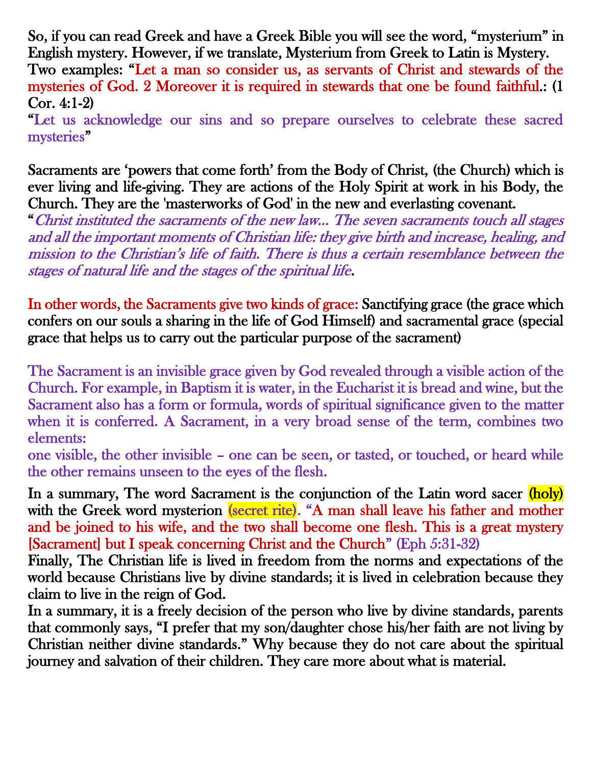So, if you can read Greek and have a Greek Bible you will see the word, "mysterium" in English mystery. However, if we translate, Mysterium from Greek to Latin is Mystery. Two examples: "Let a man so consider us, as servants of Christ and stewards of the mysteries of God. 2 Moreover it is required in stewards that one be found faithful.: (1 Cor. 4:1-2)

"Let us acknowledge our sins and so prepare ourselves to celebrate these sacred mysteries"

Sacraments are 'powers that come forth' from the Body of Christ, (the Church) which is ever living and life-giving. They are actions of the Holy Spirit at work in his Body, the Church. They are the 'masterworks of God' in the new and everlasting covenant.

"*Christ instituted the sacraments of the new law... The seven sacraments touch all stages and all the important moments of Christian life: they give birth and increase, healing, and mission to the Christian's life of faith. There is thus a certain resemblance between the stages of natural life and the stages of the spiritual life*.

In other words, the Sacraments give two kinds of grace: Sanctifying grace (the grace which confers on our souls a sharing in the life of God Himself) and sacramental grace (special grace that helps us to carry out the particular purpose of the sacrament)

The Sacrament is an invisible grace given by God revealed through a visible action of the Church. For example, in Baptism it is water, in the Eucharist it is bread and wine, but the Sacrament also has a form or formula, words of spiritual significance given to the matter when it is conferred. A Sacrament, in a very broad sense of the term, combines two elements:

one visible, the other invisible – one can be seen, or tasted, or touched, or heard while the other remains unseen to the eyes of the flesh.

In a summary, The word Sacrament is the conjunction of the Latin word sacer (holy) with the Greek word mysterion (secret rite). "A man shall leave his father and mother and be joined to his wife, and the two shall become one flesh. This is a great mystery [Sacrament] but I speak concerning Christ and the Church" (Eph 5:31-32)

Finally, The Christian life is lived in freedom from the norms and expectations of the world because Christians live by divine standards; it is lived in celebration because they claim to live in the reign of God.

In a summary, it is a freely decision of the person who live by divine standards, parents that commonly says, "I prefer that my son/daughter chose his/her faith are not living by Christian neither divine standards." Why because they do not care about the spiritual journey and salvation of their children. They care more about what is material.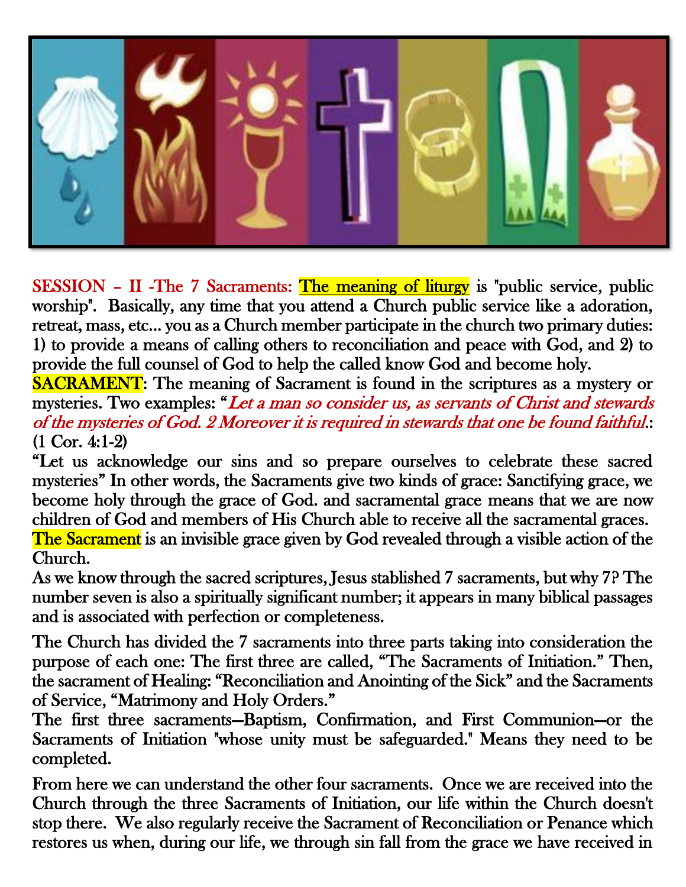**SESSION – II -The 7 Sacraments:** **The meaning of liturgy** is "public service, public worship". Basically, any time that you attend a Church public service like a adoration, retreat, mass, etc… you as a Church member participate in the church two primary duties: 1) to provide a means of calling others to reconciliation and peace with God, and 2) to provide the full counsel of God to help the called know God and become holy.

**SACRAMENT**: The meaning of Sacrament is found in the scriptures as a mystery or mysteries. Two examples: "*Let a man so consider us, as servants of Christ and stewards of the mysteries of God. 2 Moreover it is required in stewards that one be found faithful*.: (1 Cor. 4:1-2)

"Let us acknowledge our sins and so prepare ourselves to celebrate these sacred mysteries" In other words, the Sacraments give two kinds of grace: Sanctifying grace, we become holy through the grace of God. and sacramental grace means that we are now children of God and members of His Church able to receive all the sacramental graces.

The Sacrament is an invisible grace given by God revealed through a visible action of the Church.

As we know through the sacred scriptures, Jesus stablished 7 sacraments, but why 7? The number seven is also a spiritually significant number; it appears in many biblical passages and is associated with perfection or completeness.

The Church has divided the 7 sacraments into three parts taking into consideration the purpose of each one: The first three are called, "The Sacraments of Initiation." Then, the sacrament of Healing: "Reconciliation and Anointing of the Sick" and the Sacraments of Service, "Matrimony and Holy Orders."

The first three sacraments—Baptism, Confirmation, and First Communion—or the Sacraments of Initiation "whose unity must be safeguarded." Means they need to be completed.

From here we can understand the other four sacraments. Once we are received into the Church through the three Sacraments of Initiation, our life within the Church doesn't stop there. We also regularly receive the Sacrament of Reconciliation or Penance which restores us when, during our life, we through sin fall from the grace we have received in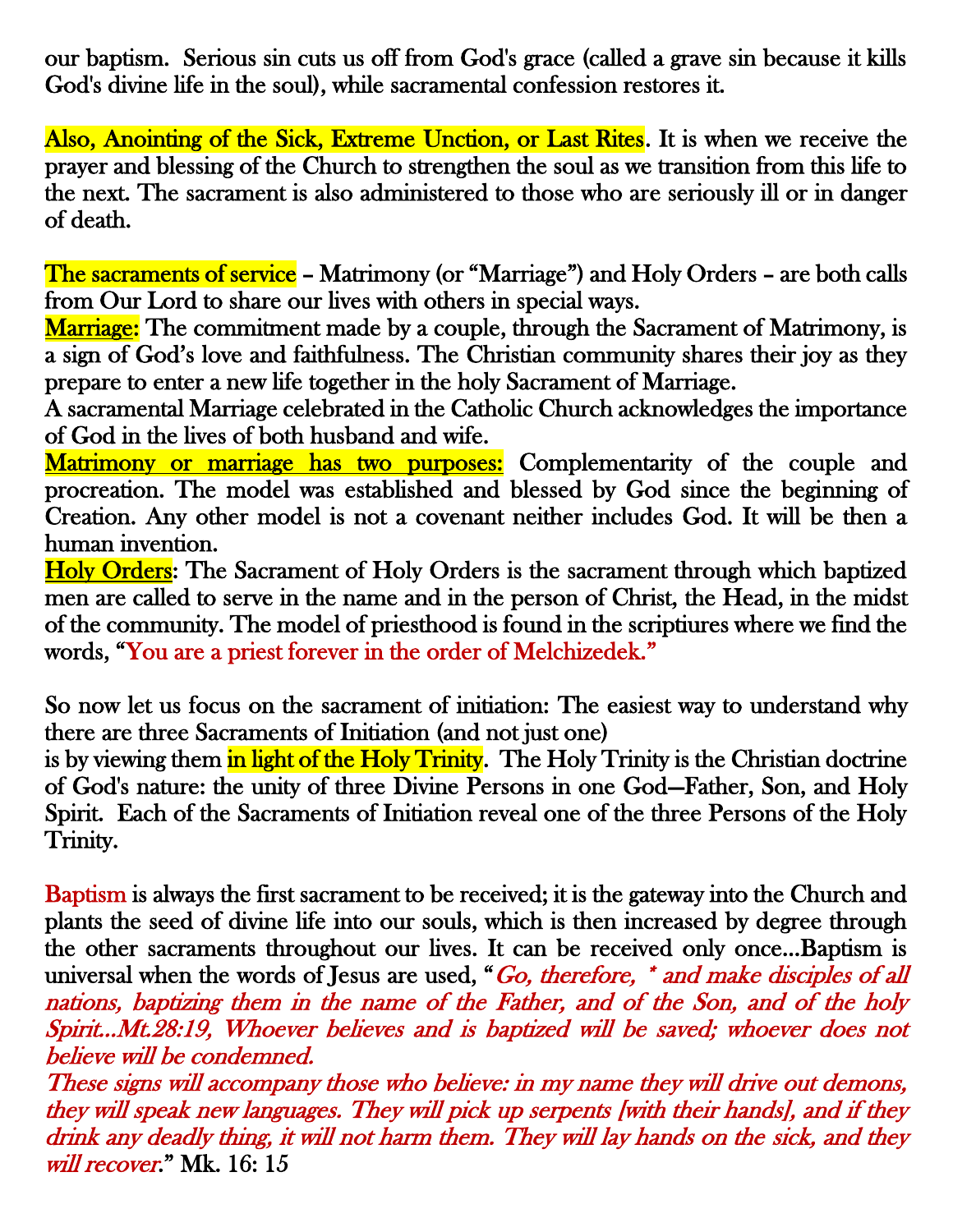our baptism. Serious sin cuts us off from God's grace (called a grave sin because it kills God's divine life in the soul), while sacramental confession restores it.

Also, Anointing of the Sick, Extreme Unction, or Last Rites. It is when we receive the prayer and blessing of the Church to strengthen the soul as we transition from this life to the next. The sacrament is also administered to those who are seriously ill or in danger of death.

The sacraments of service – Matrimony (or "Marriage") and Holy Orders – are both calls from Our Lord to share our lives with others in special ways.
Marriage: The commitment made by a couple, through the Sacrament of Matrimony, is a sign of God's love and faithfulness. The Christian community shares their joy as they prepare to enter a new life together in the holy Sacrament of Marriage.
A sacramental Marriage celebrated in the Catholic Church acknowledges the importance of God in the lives of both husband and wife.
Matrimony or marriage has two purposes: Complementarity of the couple and procreation. The model was established and blessed by God since the beginning of Creation. Any other model is not a covenant neither includes God. It will be then a human invention.
Holy Orders: The Sacrament of Holy Orders is the sacrament through which baptized men are called to serve in the name and in the person of Christ, the Head, in the midst of the community. The model of priesthood is found in the scriptiures where we find the words, "You are a priest forever in the order of Melchizedek."

So now let us focus on the sacrament of initiation: The easiest way to understand why there are three Sacraments of Initiation (and not just one)
is by viewing them in light of the Holy Trinity. The Holy Trinity is the Christian doctrine of God's nature: the unity of three Divine Persons in one God—Father, Son, and Holy Spirit. Each of the Sacraments of Initiation reveal one of the three Persons of the Holy Trinity.

Baptism is always the first sacrament to be received; it is the gateway into the Church and plants the seed of divine life into our souls, which is then increased by degree through the other sacraments throughout our lives. It can be received only once...Baptism is universal when the words of Jesus are used, "*Go, therefore, * and make disciples of all nations, baptizing them in the name of the Father, and of the Son, and of the holy Spirit...Mt.28:19, Whoever believes and is baptized will be saved; whoever does not believe will be condemned.*
*These signs will accompany those who believe: in my name they will drive out demons, they will speak new languages. They will pick up serpents [with their hands], and if they drink any deadly thing, it will not harm them. They will lay hands on the sick, and they will recover.*" Mk. 16: 15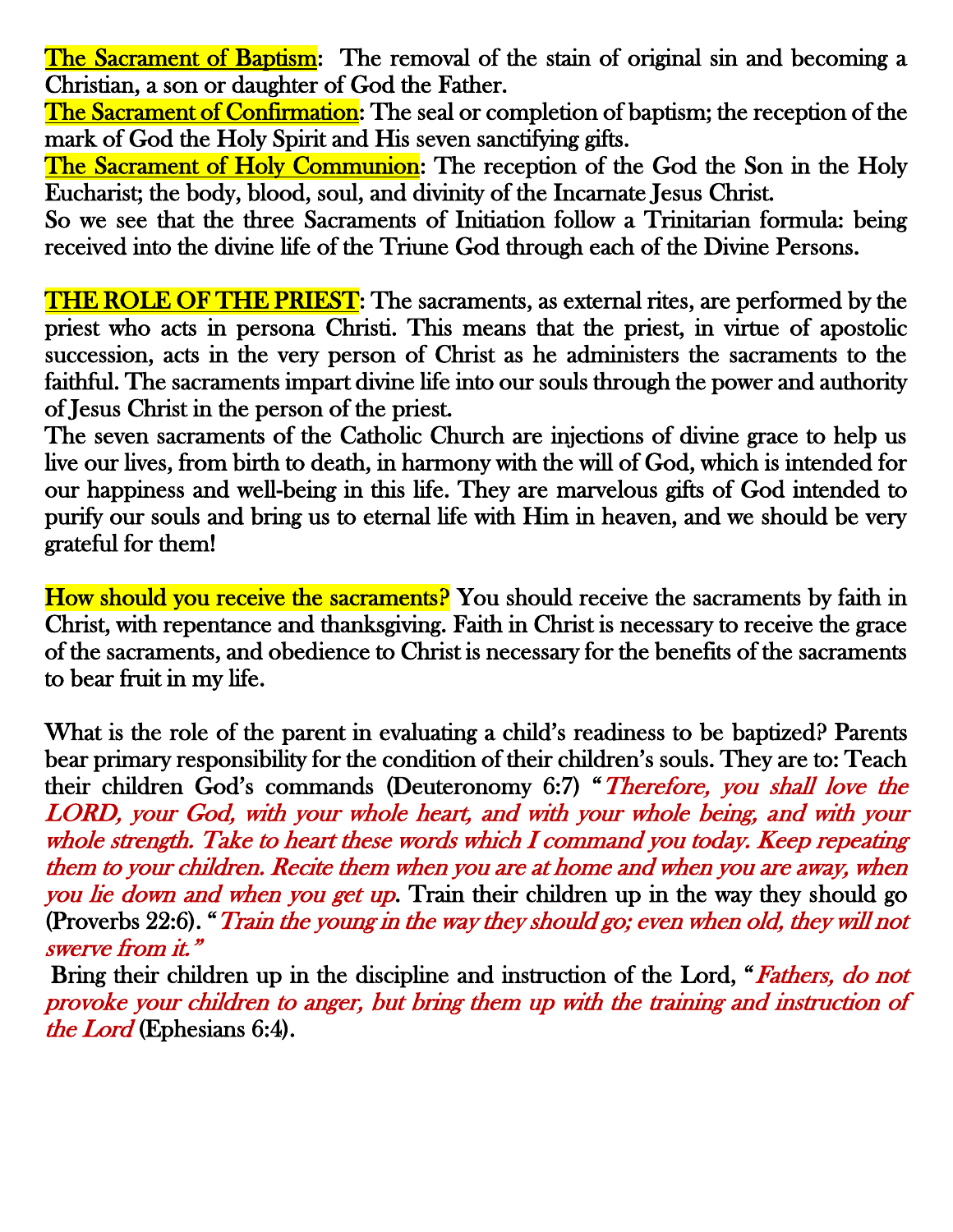**The Sacrament of Baptism**: The removal of the stain of original sin and becoming a Christian, a son or daughter of God the Father.

**The Sacrament of Confirmation**: The seal or completion of baptism; the reception of the mark of God the Holy Spirit and His seven sanctifying gifts.

**The Sacrament of Holy Communion**: The reception of the God the Son in the Holy Eucharist; the body, blood, soul, and divinity of the Incarnate Jesus Christ.

So we see that the three Sacraments of Initiation follow a Trinitarian formula: being received into the divine life of the Triune God through each of the Divine Persons.

**THE ROLE OF THE PRIEST**: The sacraments, as external rites, are performed by the priest who acts in persona Christi. This means that the priest, in virtue of apostolic succession, acts in the very person of Christ as he administers the sacraments to the faithful. The sacraments impart divine life into our souls through the power and authority of Jesus Christ in the person of the priest.

The seven sacraments of the Catholic Church are injections of divine grace to help us live our lives, from birth to death, in harmony with the will of God, which is intended for our happiness and well-being in this life. They are marvelous gifts of God intended to purify our souls and bring us to eternal life with Him in heaven, and we should be very grateful for them!

**How should you receive the sacraments?** You should receive the sacraments by faith in Christ, with repentance and thanksgiving. Faith in Christ is necessary to receive the grace of the sacraments, and obedience to Christ is necessary for the benefits of the sacraments to bear fruit in my life.

What is the role of the parent in evaluating a child's readiness to be baptized? Parents bear primary responsibility for the condition of their children's souls. They are to: Teach their children God's commands (Deuteronomy 6:7) "*Therefore, you shall love the LORD, your God, with your whole heart, and with your whole being, and with your whole strength. Take to heart these words which I command you today. Keep repeating them to your children. Recite them when you are at home and when you are away, when you lie down and when you get up*. Train their children up in the way they should go (Proverbs 22:6). "*Train the young in the way they should go; even when old, they will not swerve from it.*"

Bring their children up in the discipline and instruction of the Lord, "*Fathers, do not provoke your children to anger, but bring them up with the training and instruction of the Lord* (Ephesians 6:4).